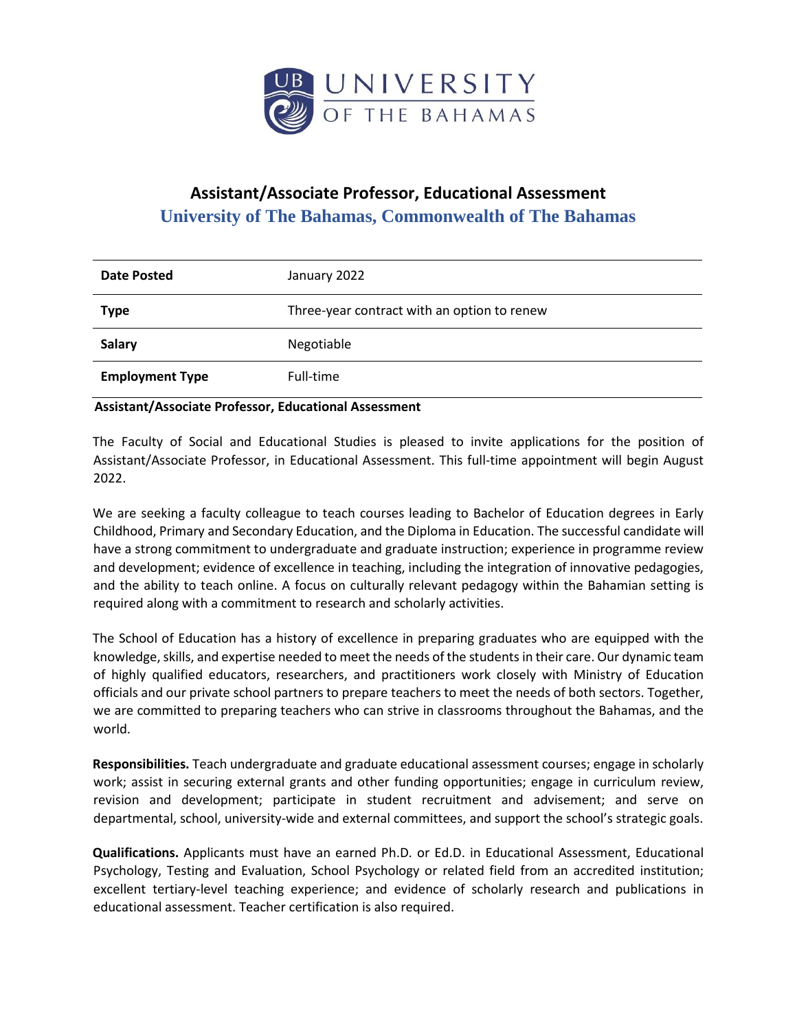# Assistant/Associate Professor, Educational Assessment

## University of The Bahamas, Commonwealth of The Bahamas

| | |
|---|---|
| **Date Posted** | January 2022 |
| **Type** | Three-year contract with an option to renew |
| **Salary** | Negotiable |
| **Employment Type** | Full-time |

**Assistant/Associate Professor, Educational Assessment**

The Faculty of Social and Educational Studies is pleased to invite applications for the position of Assistant/Associate Professor, in Educational Assessment. This full-time appointment will begin August 2022.

We are seeking a faculty colleague to teach courses leading to Bachelor of Education degrees in Early Childhood, Primary and Secondary Education, and the Diploma in Education. The successful candidate will have a strong commitment to undergraduate and graduate instruction; experience in programme review and development; evidence of excellence in teaching, including the integration of innovative pedagogies, and the ability to teach online. A focus on culturally relevant pedagogy within the Bahamian setting is required along with a commitment to research and scholarly activities.

The School of Education has a history of excellence in preparing graduates who are equipped with the knowledge, skills, and expertise needed to meet the needs of the students in their care. Our dynamic team of highly qualified educators, researchers, and practitioners work closely with Ministry of Education officials and our private school partners to prepare teachers to meet the needs of both sectors. Together, we are committed to preparing teachers who can strive in classrooms throughout the Bahamas, and the world.

**Responsibilities.** Teach undergraduate and graduate educational assessment courses; engage in scholarly work; assist in securing external grants and other funding opportunities; engage in curriculum review, revision and development; participate in student recruitment and advisement; and serve on departmental, school, university-wide and external committees, and support the school's strategic goals.

**Qualifications.** Applicants must have an earned Ph.D. or Ed.D. in Educational Assessment, Educational Psychology, Testing and Evaluation, School Psychology or related field from an accredited institution; excellent tertiary-level teaching experience; and evidence of scholarly research and publications in educational assessment. Teacher certification is also required.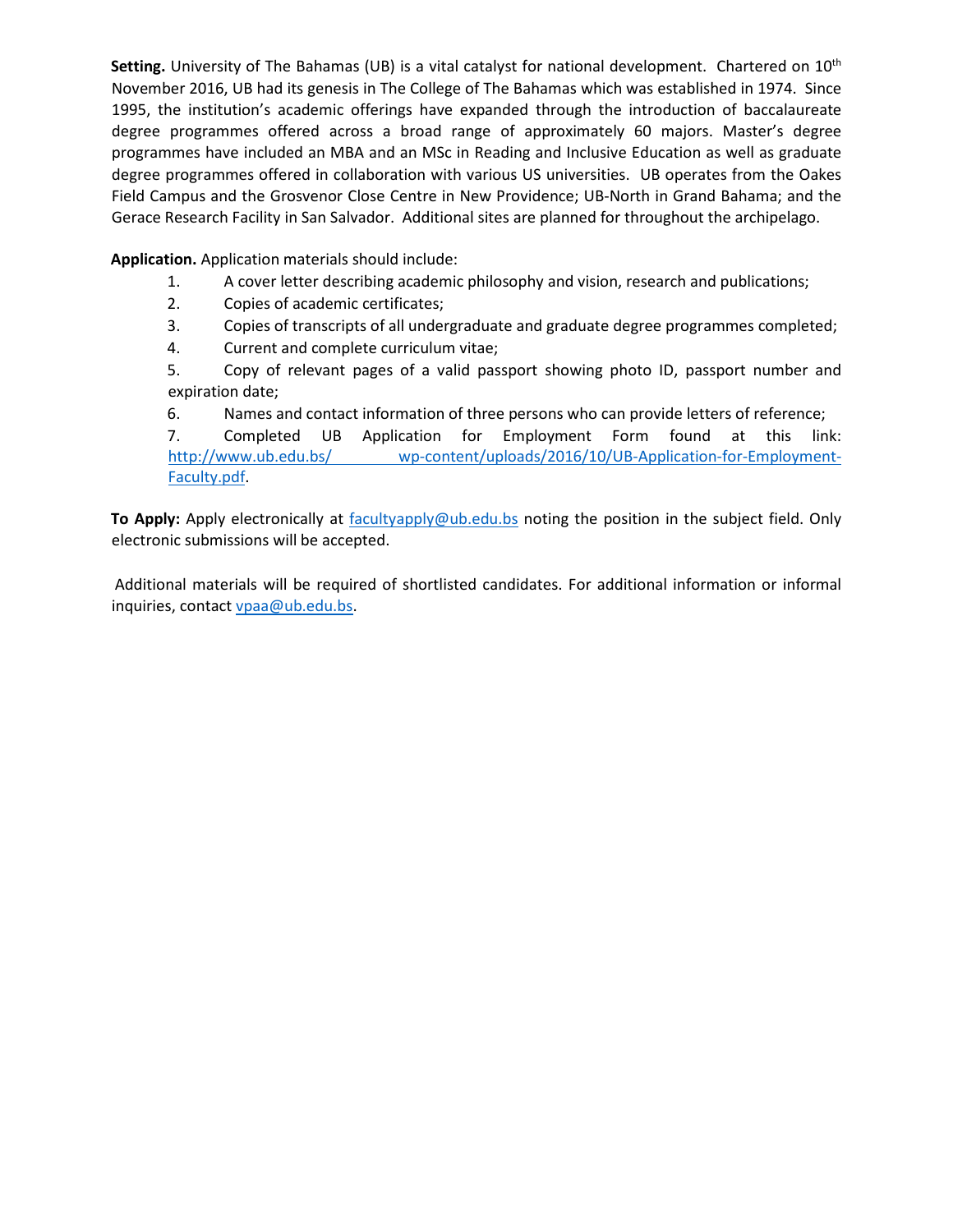**Setting.** University of The Bahamas (UB) is a vital catalyst for national development. Chartered on 10th November 2016, UB had its genesis in The College of The Bahamas which was established in 1974. Since 1995, the institution's academic offerings have expanded through the introduction of baccalaureate degree programmes offered across a broad range of approximately 60 majors. Master's degree programmes have included an MBA and an MSc in Reading and Inclusive Education as well as graduate degree programmes offered in collaboration with various US universities. UB operates from the Oakes Field Campus and the Grosvenor Close Centre in New Providence; UB-North in Grand Bahama; and the Gerace Research Facility in San Salvador. Additional sites are planned for throughout the archipelago.

**Application.** Application materials should include:

1. A cover letter describing academic philosophy and vision, research and publications;
2. Copies of academic certificates;
3. Copies of transcripts of all undergraduate and graduate degree programmes completed;
4. Current and complete curriculum vitae;
5. Copy of relevant pages of a valid passport showing photo ID, passport number and expiration date;
6. Names and contact information of three persons who can provide letters of reference;
7. Completed UB Application for Employment Form found at this link: http://www.ub.edu.bs/ wp-content/uploads/2016/10/UB-Application-for-Employment-Faculty.pdf.

**To Apply:** Apply electronically at facultyapply@ub.edu.bs noting the position in the subject field. Only electronic submissions will be accepted.

Additional materials will be required of shortlisted candidates. For additional information or informal inquiries, contact vpaa@ub.edu.bs.